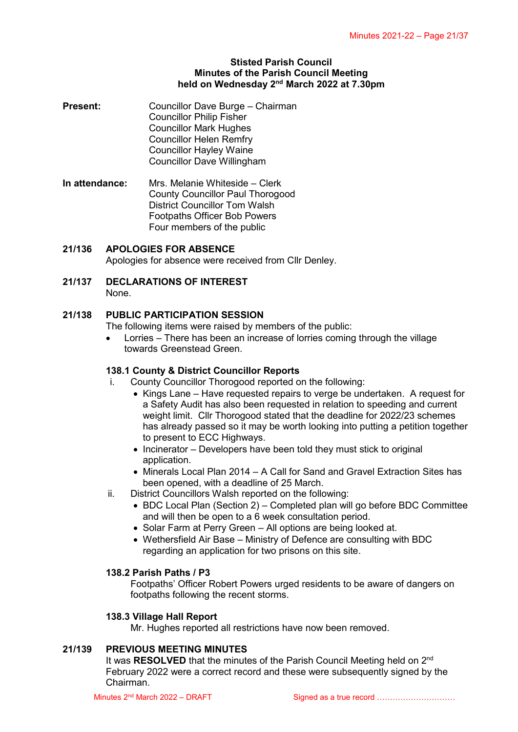**Stisted Parish Council**
**Minutes of the Parish Council Meeting**
**held on Wednesday 2nd March 2022 at 7.30pm**

**Present:**
Councillor Dave Burge – Chairman
Councillor Philip Fisher
Councillor Mark Hughes
Councillor Helen Remfry
Councillor Hayley Waine
Councillor Dave Willingham

**In attendance:**
Mrs. Melanie Whiteside – Clerk
County Councillor Paul Thorogood
District Councillor Tom Walsh
Footpaths Officer Bob Powers
Four members of the public

## 21/136 APOLOGIES FOR ABSENCE

Apologies for absence were received from Cllr Denley.

## 21/137 DECLARATIONS OF INTEREST

None.

## 21/138 PUBLIC PARTICIPATION SESSION

The following items were raised by members of the public:

- Lorries – There has been an increase of lorries coming through the village towards Greenstead Green.

### 138.1 County & District Councillor Reports

i. County Councillor Thorogood reported on the following:
   - Kings Lane – Have requested repairs to verge be undertaken. A request for a Safety Audit has also been requested in relation to speeding and current weight limit. Cllr Thorogood stated that the deadline for 2022/23 schemes has already passed so it may be worth looking into putting a petition together to present to ECC Highways.
   - Incinerator – Developers have been told they must stick to original application.
   - Minerals Local Plan 2014 – A Call for Sand and Gravel Extraction Sites has been opened, with a deadline of 25 March.

ii. District Councillors Walsh reported on the following:
   - BDC Local Plan (Section 2) – Completed plan will go before BDC Committee and will then be open to a 6 week consultation period.
   - Solar Farm at Perry Green – All options are being looked at.
   - Wethersfield Air Base – Ministry of Defence are consulting with BDC regarding an application for two prisons on this site.

### 138.2 Parish Paths / P3

Footpaths' Officer Robert Powers urged residents to be aware of dangers on footpaths following the recent storms.

### 138.3 Village Hall Report

Mr. Hughes reported all restrictions have now been removed.

## 21/139 PREVIOUS MEETING MINUTES

It was **RESOLVED** that the minutes of the Parish Council Meeting held on 2nd February 2022 were a correct record and these were subsequently signed by the Chairman.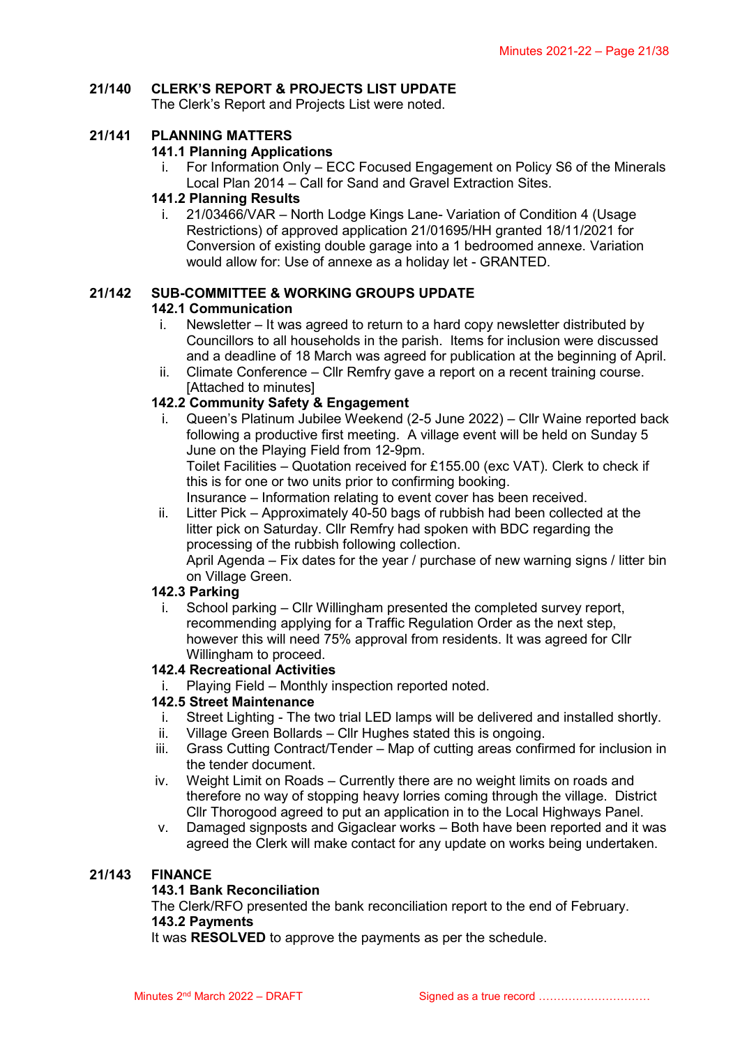## 21/140 CLERK'S REPORT & PROJECTS LIST UPDATE

The Clerk's Report and Projects List were noted.

## 21/141 PLANNING MATTERS

### 141.1 Planning Applications

i. For Information Only – ECC Focused Engagement on Policy S6 of the Minerals Local Plan 2014 – Call for Sand and Gravel Extraction Sites.

### 141.2 Planning Results

i. 21/03466/VAR – North Lodge Kings Lane- Variation of Condition 4 (Usage Restrictions) of approved application 21/01695/HH granted 18/11/2021 for Conversion of existing double garage into a 1 bedroomed annexe. Variation would allow for: Use of annexe as a holiday let - GRANTED.

## 21/142 SUB-COMMITTEE & WORKING GROUPS UPDATE

### 142.1 Communication

i. Newsletter – It was agreed to return to a hard copy newsletter distributed by Councillors to all households in the parish. Items for inclusion were discussed and a deadline of 18 March was agreed for publication at the beginning of April.

ii. Climate Conference – Cllr Remfry gave a report on a recent training course. [Attached to minutes]

### 142.2 Community Safety & Engagement

i. Queen's Platinum Jubilee Weekend (2-5 June 2022) – Cllr Waine reported back following a productive first meeting. A village event will be held on Sunday 5 June on the Playing Field from 12-9pm.
Toilet Facilities – Quotation received for £155.00 (exc VAT). Clerk to check if this is for one or two units prior to confirming booking.
Insurance – Information relating to event cover has been received.

ii. Litter Pick – Approximately 40-50 bags of rubbish had been collected at the litter pick on Saturday. Cllr Remfry had spoken with BDC regarding the processing of the rubbish following collection.
April Agenda – Fix dates for the year / purchase of new warning signs / litter bin on Village Green.

### 142.3 Parking

i. School parking – Cllr Willingham presented the completed survey report, recommending applying for a Traffic Regulation Order as the next step, however this will need 75% approval from residents. It was agreed for Cllr Willingham to proceed.

### 142.4 Recreational Activities

i. Playing Field – Monthly inspection reported noted.

### 142.5 Street Maintenance

i. Street Lighting - The two trial LED lamps will be delivered and installed shortly.

ii. Village Green Bollards – Cllr Hughes stated this is ongoing.

iii. Grass Cutting Contract/Tender – Map of cutting areas confirmed for inclusion in the tender document.

iv. Weight Limit on Roads – Currently there are no weight limits on roads and therefore no way of stopping heavy lorries coming through the village. District Cllr Thorogood agreed to put an application in to the Local Highways Panel.

v. Damaged signposts and Gigaclear works – Both have been reported and it was agreed the Clerk will make contact for any update on works being undertaken.

## 21/143 FINANCE

### 143.1 Bank Reconciliation

The Clerk/RFO presented the bank reconciliation report to the end of February.

### 143.2 Payments

It was **RESOLVED** to approve the payments as per the schedule.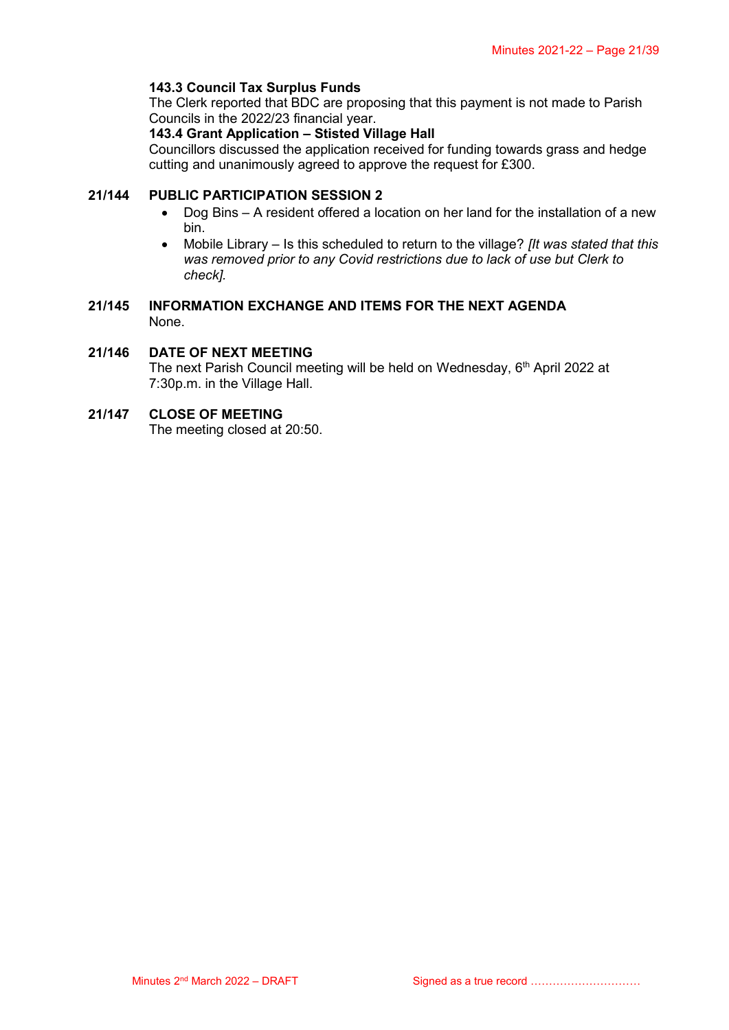**143.3 Council Tax Surplus Funds**
The Clerk reported that BDC are proposing that this payment is not made to Parish Councils in the 2022/23 financial year.

**143.4 Grant Application – Stisted Village Hall**
Councillors discussed the application received for funding towards grass and hedge cutting and unanimously agreed to approve the request for £300.

**21/144 PUBLIC PARTICIPATION SESSION 2**

- Dog Bins – A resident offered a location on her land for the installation of a new bin.
- Mobile Library – Is this scheduled to return to the village? *[It was stated that this was removed prior to any Covid restrictions due to lack of use but Clerk to check].*

**21/145 INFORMATION EXCHANGE AND ITEMS FOR THE NEXT AGENDA**
None.

**21/146 DATE OF NEXT MEETING**
The next Parish Council meeting will be held on Wednesday, 6th April 2022 at 7:30p.m. in the Village Hall.

**21/147 CLOSE OF MEETING**
The meeting closed at 20:50.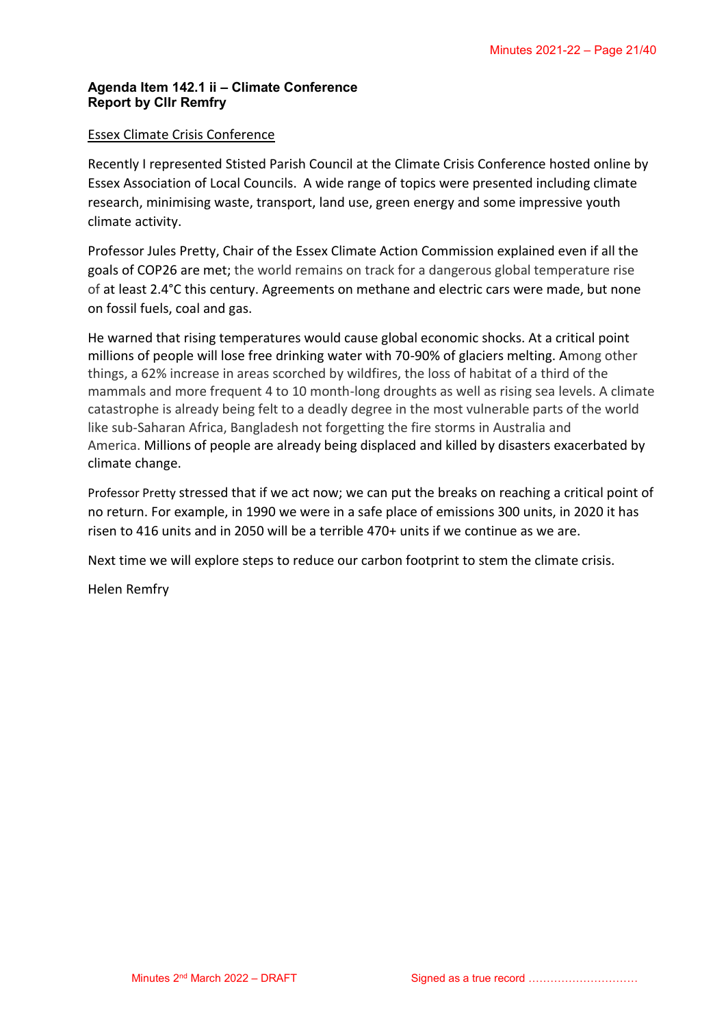**Agenda Item 142.1 ii – Climate Conference**
**Report by Cllr Remfry**

Essex Climate Crisis Conference

Recently I represented Stisted Parish Council at the Climate Crisis Conference hosted online by Essex Association of Local Councils. A wide range of topics were presented including climate research, minimising waste, transport, land use, green energy and some impressive youth climate activity.

Professor Jules Pretty, Chair of the Essex Climate Action Commission explained even if all the goals of COP26 are met; the world remains on track for a dangerous global temperature rise of at least 2.4°C this century. Agreements on methane and electric cars were made, but none on fossil fuels, coal and gas.

He warned that rising temperatures would cause global economic shocks. At a critical point millions of people will lose free drinking water with 70-90% of glaciers melting. Among other things, a 62% increase in areas scorched by wildfires, the loss of habitat of a third of the mammals and more frequent 4 to 10 month-long droughts as well as rising sea levels. A climate catastrophe is already being felt to a deadly degree in the most vulnerable parts of the world like sub-Saharan Africa, Bangladesh not forgetting the fire storms in Australia and America. Millions of people are already being displaced and killed by disasters exacerbated by climate change.

Professor Pretty stressed that if we act now; we can put the breaks on reaching a critical point of no return. For example, in 1990 we were in a safe place of emissions 300 units, in 2020 it has risen to 416 units and in 2050 will be a terrible 470+ units if we continue as we are.

Next time we will explore steps to reduce our carbon footprint to stem the climate crisis.

Helen Remfry